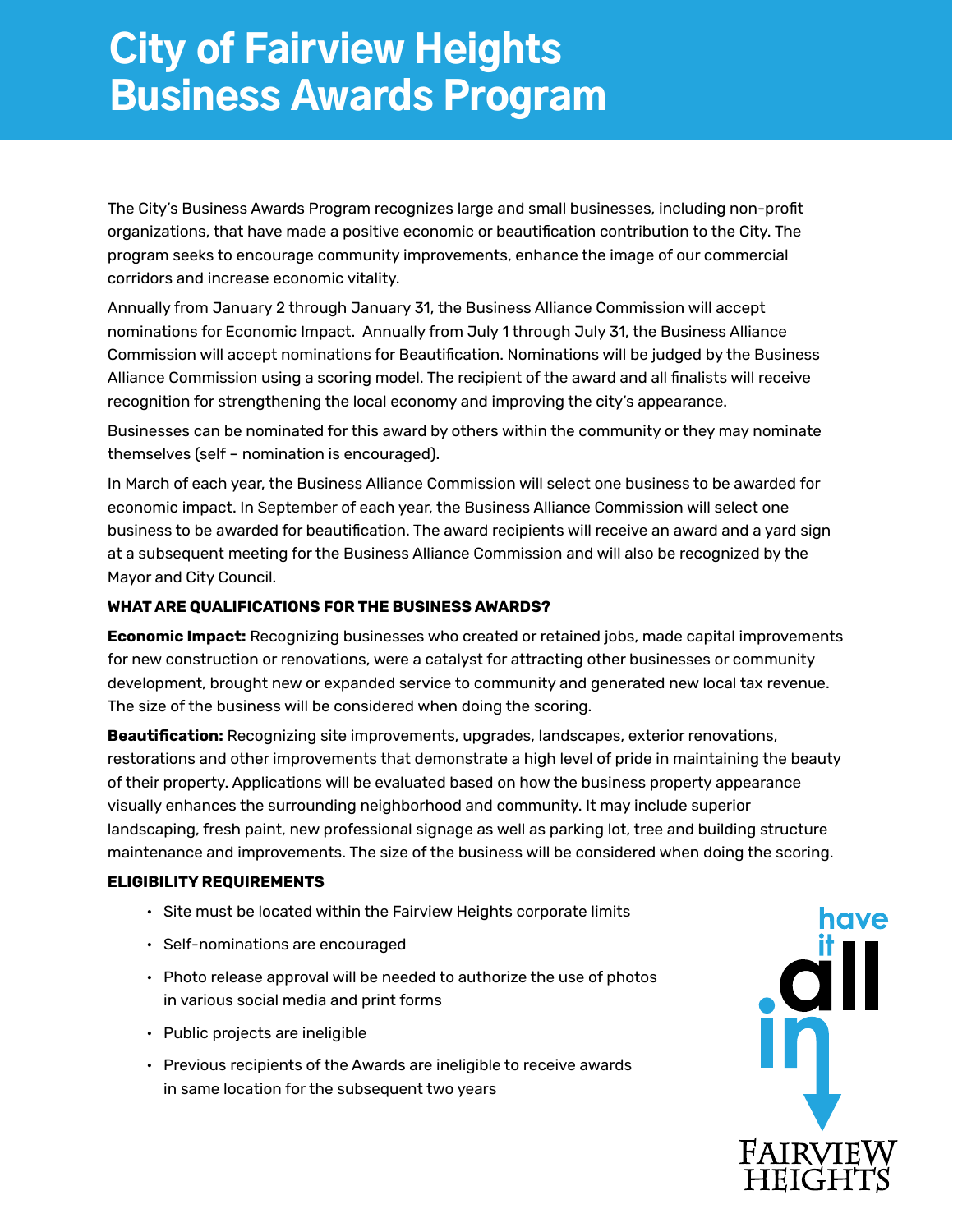# City of Fairview Heights Business Awards Program

The City's Business Awards Program recognizes large and small businesses, including non-profit organizations, that have made a positive economic or beautification contribution to the City. The program seeks to encourage community improvements, enhance the image of our commercial corridors and increase economic vitality.

Annually from January 2 through January 31, the Business Alliance Commission will accept nominations for Economic Impact. Annually from July 1 through July 31, the Business Alliance Commission will accept nominations for Beautification. Nominations will be judged by the Business Alliance Commission using a scoring model. The recipient of the award and all finalists will receive recognition for strengthening the local economy and improving the city's appearance.

Businesses can be nominated for this award by others within the community or they may nominate themselves (self – nomination is encouraged).

In March of each year, the Business Alliance Commission will select one business to be awarded for economic impact. In September of each year, the Business Alliance Commission will select one business to be awarded for beautification. The award recipients will receive an award and a yard sign at a subsequent meeting for the Business Alliance Commission and will also be recognized by the Mayor and City Council.

**WHAT ARE QUALIFICATIONS FOR THE BUSINESS AWARDS?**

**Economic Impact:** Recognizing businesses who created or retained jobs, made capital improvements for new construction or renovations, were a catalyst for attracting other businesses or community development, brought new or expanded service to community and generated new local tax revenue. The size of the business will be considered when doing the scoring.

**Beautification:** Recognizing site improvements, upgrades, landscapes, exterior renovations, restorations and other improvements that demonstrate a high level of pride in maintaining the beauty of their property. Applications will be evaluated based on how the business property appearance visually enhances the surrounding neighborhood and community. It may include superior landscaping, fresh paint, new professional signage as well as parking lot, tree and building structure maintenance and improvements. The size of the business will be considered when doing the scoring.

**ELIGIBILITY REQUIREMENTS**

- Site must be located within the Fairview Heights corporate limits
- Self-nominations are encouraged
- Photo release approval will be needed to authorize the use of photos in various social media and print forms
- Public projects are ineligible
- Previous recipients of the Awards are ineligible to receive awards in same location for the subsequent two years

have it all in

FAIRVIEW HEIGHTS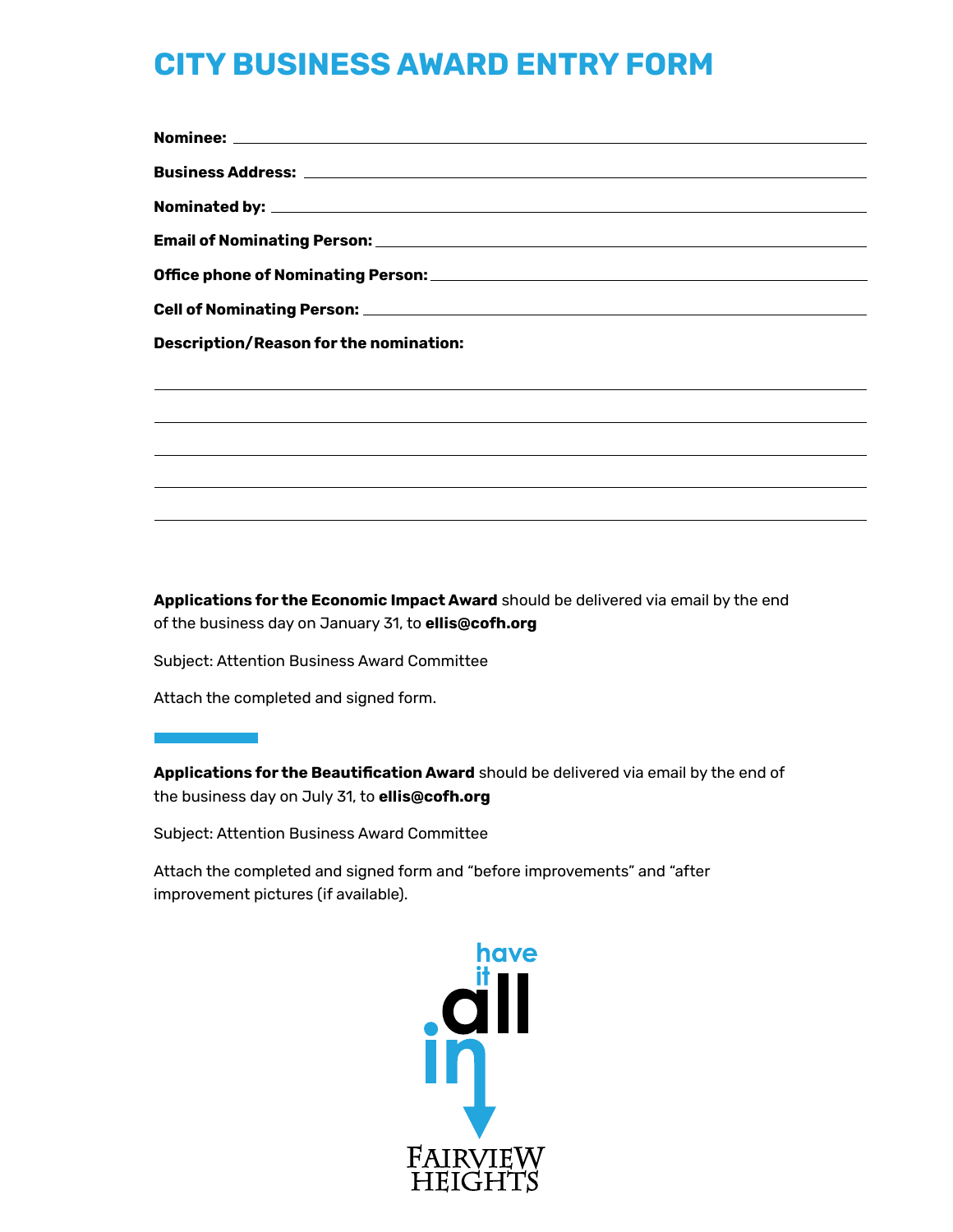# CITY BUSINESS AWARD ENTRY FORM

**Nominee:** ______________________________________________

**Business Address:** ______________________________________________

**Nominated by:** ______________________________________________

**Email of Nominating Person:** ______________________________________________

**Office phone of Nominating Person:** ______________________________________________

**Cell of Nominating Person:** ______________________________________________

**Description/Reason for the nomination:**

______________________________________________

______________________________________________

______________________________________________

______________________________________________

______________________________________________

**Applications for the Economic Impact Award** should be delivered via email by the end of the business day on January 31, to **ellis@cofh.org**

Subject: Attention Business Award Committee

Attach the completed and signed form.

---

**Applications for the Beautification Award** should be delivered via email by the end of the business day on July 31, to **ellis@cofh.org**

Subject: Attention Business Award Committee

Attach the completed and signed form and "before improvements" and "after improvement pictures (if available).

have it all in

FAIRVIEW HEIGHTS